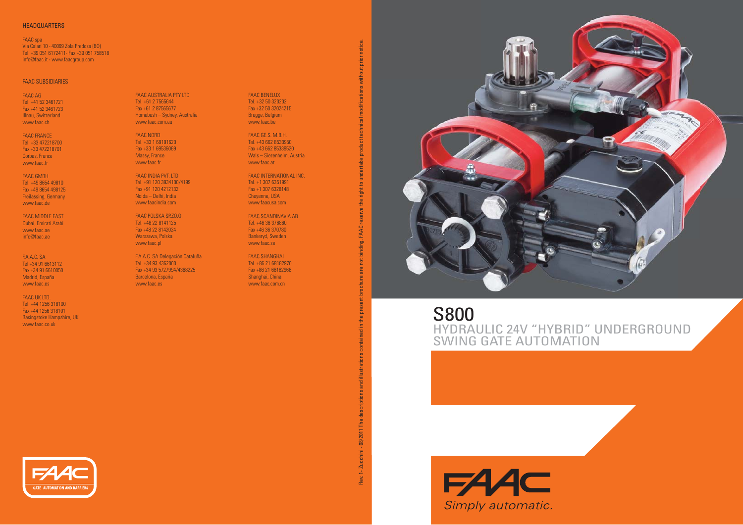# S800

## HYDRAULIC 24V "HYBRID" UNDERGROUND SWING GATE AUTOMATION

Simply automatic.

### HEADQUARTERS

FAAC spa
Via Calari 10 - 40069 Zola Predosa (BO)
Tel. +39 051 6172411- Fax +39 051 758518
info@faac.it - www.faacgroup.com

### FAAC SUBSIDIARIES

FAAC AG
Tel. +41 52 3461721
Fax +41 52 3461723
Illnau, Switzerland
www.faac.ch

FAAC FRANCE
Tel. +33 472218700
Fax +33 472218701
Corbas, France
www.faac.fr

FAAC GMBH
Tel. +49 8654 49810
Fax +49 8654 498125
Freilassing, Germany
www.faac.de

FAAC MIDDLE EAST
Dubai, Emirati Arabi
www.faac.ae
info@faac.ae

F.A.A.C. SA
Tel +34 91 6613112
Fax +34 91 6610050
Madrid, España
www.faac.es

FAAC UK LTD.
Tel. +44 1256 318100
Fax +44 1256 318101
Basingstoke Hampshire, UK
www.faac.co.uk

FAAC AUSTRALIA PTY LTD
Tel. +61 2 7565644
Fax +61 2 87565677
Homebush – Sydney, Australia
www.faac.com.au

FAAC NORD
Tel. +33 1 69191620
Fax +33 1 69536069
Massy, France
www.faac.fr

FAAC INDIA PVT. LTD
Tel. +91 120 3934100/4199
Fax +91 120 4212132
Noida – Delhi, India
www.faacindia.com

FAAC POLSKA SP.ZO.O.
Tel. +48 22 8141125
Fax +48 22 8142024
Warszawa, Polska
www.faac.pl

F.A.A.C. SA Delegación Cataluña
Tel. +34 93 4362000
Fax +34 93 5727994/4368225
Barcelona, España
www.faac.es

FAAC BENELUX
Tel. +32 50 320202
Fax +32 50 32024215
Brugge, Belgium
www.faac.be

FAAC GE.S. M.B.H.
Tel. +43 662 8533950
Fax +43 662 85339520
Wals – Siezenheim, Austria
www.faac.at

FAAC INTERNATIONAL INC.
Tel. +1 307 6351991
Fax +1 307 6328148
Cheyenne, USA
www.faacusa.com

FAAC SCANDINAVIA AB
Tel. +46 36 376860
Fax +46 36 370780
Bankeryd, Sweden
www.faac.se

FAAC SHANGHAI
Tel. +86 21 68182970
Fax +86 21 68182968
Shanghai, China
www.faac.com.cn

GATE AUTOMATION AND BARRIERS

Rev. 1- Zucchini - 08/2011 The descriptions and illustrations contained in the present brochure are not binding. FAAC reserve the right to undertake product technical modifications without prior notice.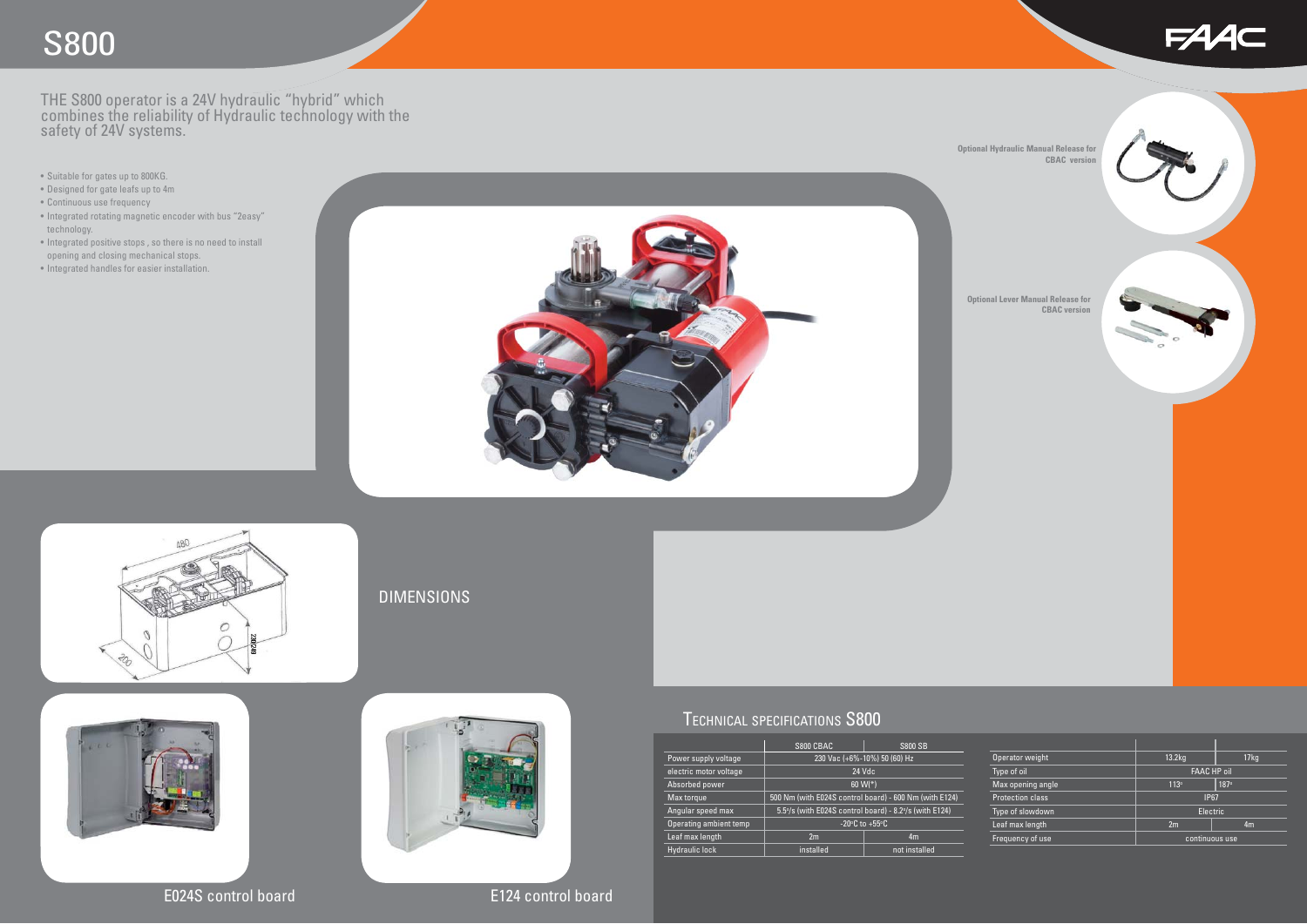# S800

THE S800 operator is a 24V hydraulic "hybrid" which combines the reliability of Hydraulic technology with the safety of 24V systems.

- Suitable for gates up to 800KG.
- Designed for gate leafs up to 4m
- Continuous use frequency
- Integrated rotating magnetic encoder with bus "2easy" technology.
- Integrated positive stops , so there is no need to install opening and closing mechanical stops.
- Integrated handles for easier installation.

**Optional Hydraulic Manual Release for CBAC version**

**Optional Lever Manual Release for CBAC version**

480

200

230/249

## DIMENSIONS

E024S control board

E124 control board

## Technical specifications S800

| | S800 CBAC | S800 SB |
|---|---|---|
| Power supply voltage | 230 Vac (+6%-10%) 50 (60) Hz | |
| electric motor voltage | 24 Vdc | |
| Absorbed power | 60 W(*) | |
| Max torque | 500 Nm (with E024S control board) - 600 Nm (with E124) | |
| Angular speed max | 5.5°/s (with E024S control board) - 8.2°/s (with E124) | |
| Operating ambient temp | -20°C to +55°C | |
| Leaf max length | 2m | 4m |
| Hydraulic lock | installed | not installed |

| | | |
|---|---|---|
| Operator weight | 13.2kg | 17kg |
| Type of oil | FAAC HP oil | |
| Max opening angle | 113° | 187° |
| Protection class | IP67 | |
| Type of slowdown | Electric | |
| Leaf max length | 2m | 4m |
| Frequency of use | continuous use | |